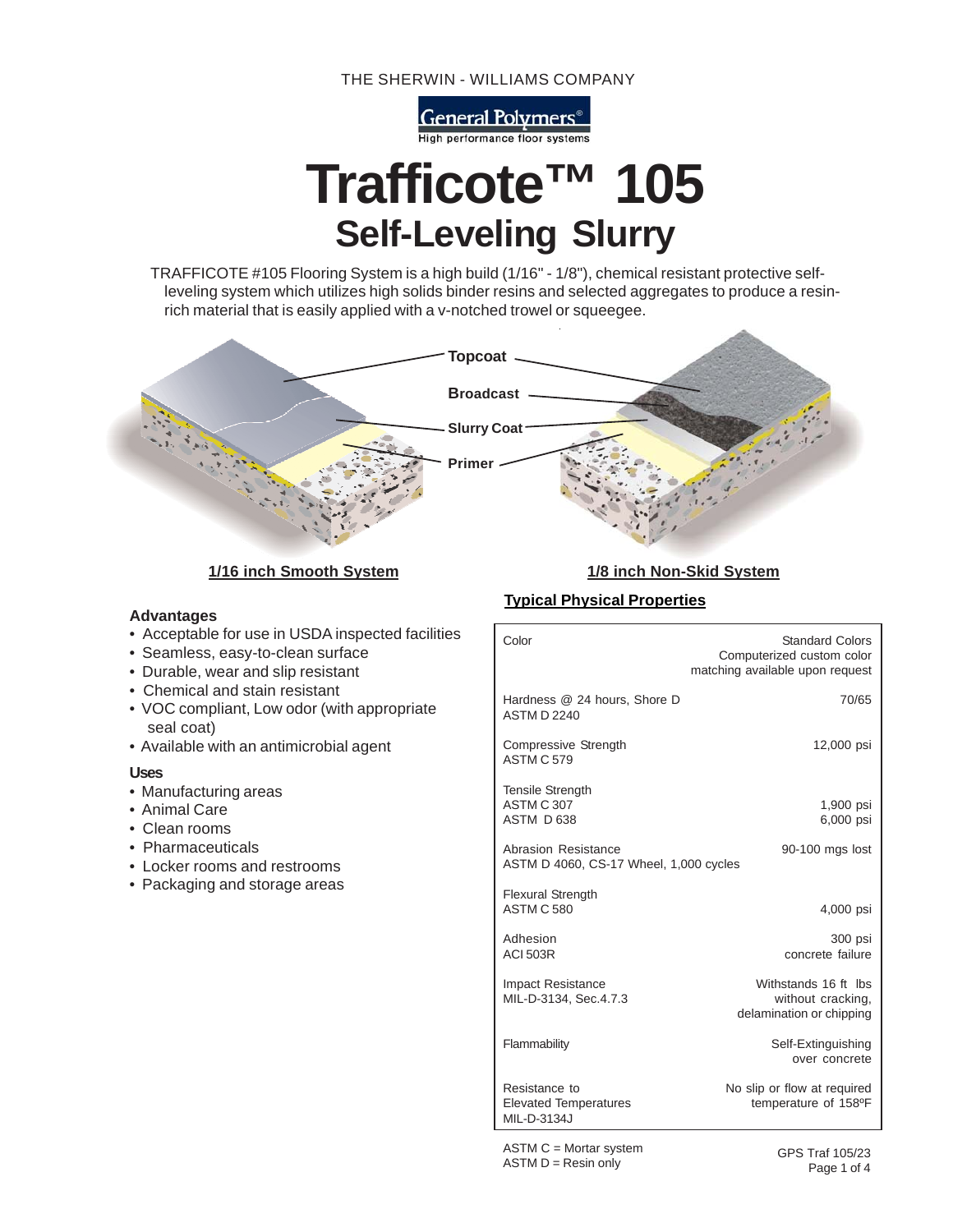THE SHERWIN - WILLIAMS COMPANY

General Polymers®
High performance floor systems

# Trafficote™ 105
## Self-Leveling Slurry

TRAFFICOTE #105 Flooring System is a high build (1/16" - 1/8"), chemical resistant protective self-leveling system which utilizes high solids binder resins and selected aggregates to produce a resin-rich material that is easily applied with a v-notched trowel or squeegee.

Topcoat

Broadcast

Slurry Coat

Primer

**1/16 inch Smooth System**

**1/8 inch Non-Skid System**

### Advantages

- Acceptable for use in USDA inspected facilities
- Seamless, easy-to-clean surface
- Durable, wear and slip resistant
- Chemical and stain resistant
- VOC compliant, Low odor (with appropriate seal coat)
- Available with an antimicrobial agent

### Uses

- Manufacturing areas
- Animal Care
- Clean rooms
- Pharmaceuticals
- Locker rooms and restrooms
- Packaging and storage areas

### Typical Physical Properties

| Property | Value |
|---|---|
| Color | Standard Colors<br>Computerized custom color matching available upon request |
| Hardness @ 24 hours, Shore D<br>ASTM D 2240 | 70/65 |
| Compressive Strength<br>ASTM C 579 | 12,000 psi |
| Tensile Strength<br>ASTM C 307<br>ASTM D 638 | <br>1,900 psi<br>6,000 psi |
| Abrasion Resistance<br>ASTM D 4060, CS-17 Wheel, 1,000 cycles | 90-100 mgs lost |
| Flexural Strength<br>ASTM C 580 | 4,000 psi |
| Adhesion<br>ACI 503R | 300 psi<br>concrete failure |
| Impact Resistance<br>MIL-D-3134, Sec.4.7.3 | Withstands 16 ft lbs without cracking, delamination or chipping |
| Flammability | Self-Extinguishing over concrete |
| Resistance to Elevated Temperatures<br>MIL-D-3134J | No slip or flow at required temperature of 158ºF |

ASTM C = Mortar system
ASTM D = Resin only

GPS Traf 105/23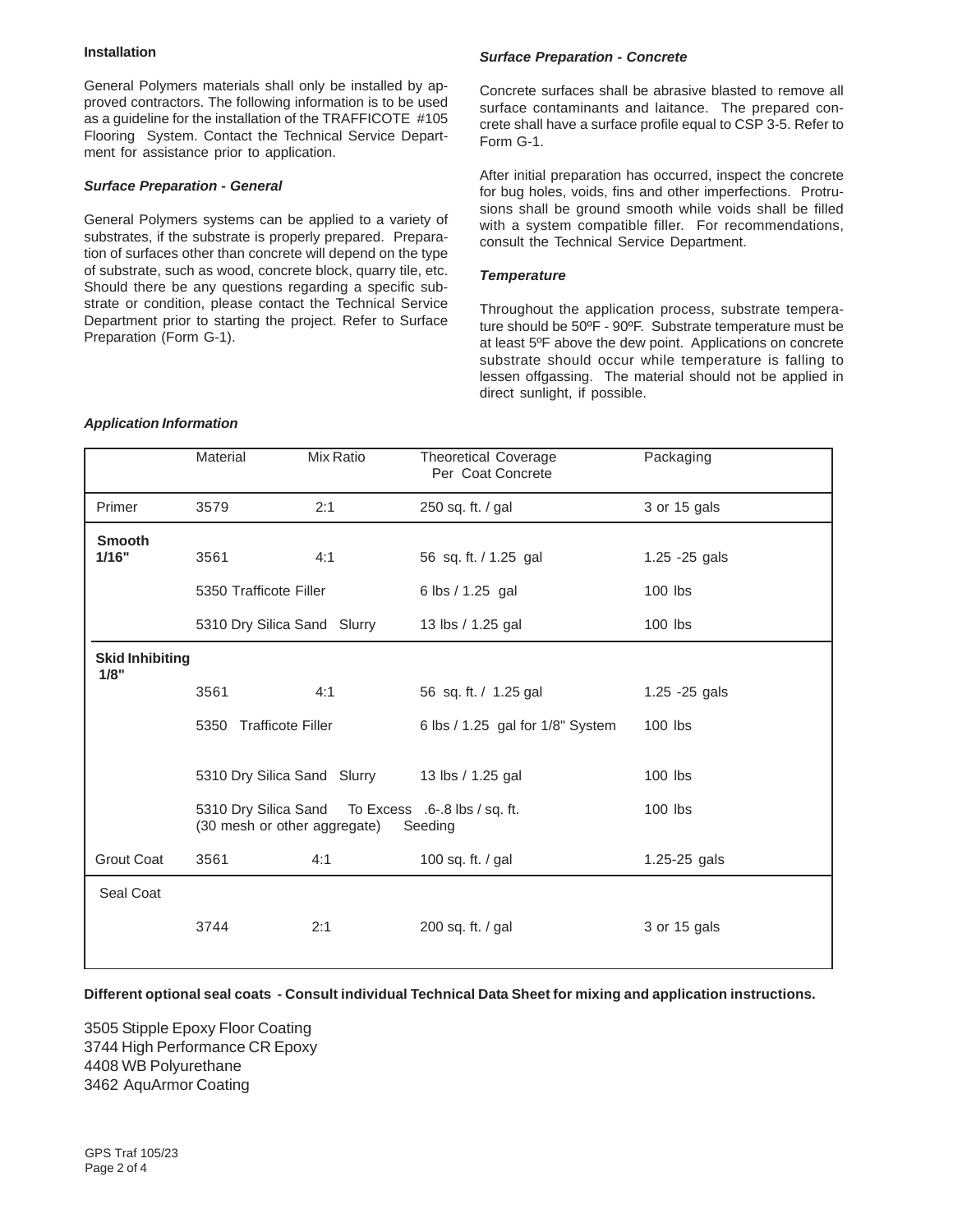## Installation

General Polymers materials shall only be installed by approved contractors. The following information is to be used as a guideline for the installation of the TRAFFICOTE #105 Flooring System. Contact the Technical Service Department for assistance prior to application.

### *Surface Preparation - General*

General Polymers systems can be applied to a variety of substrates, if the substrate is properly prepared. Preparation of surfaces other than concrete will depend on the type of substrate, such as wood, concrete block, quarry tile, etc. Should there be any questions regarding a specific substrate or condition, please contact the Technical Service Department prior to starting the project. Refer to Surface Preparation (Form G-1).

### *Surface Preparation - Concrete*

Concrete surfaces shall be abrasive blasted to remove all surface contaminants and laitance. The prepared concrete shall have a surface profile equal to CSP 3-5. Refer to Form G-1.

After initial preparation has occurred, inspect the concrete for bug holes, voids, fins and other imperfections. Protrusions shall be ground smooth while voids shall be filled with a system compatible filler. For recommendations, consult the Technical Service Department.

### *Temperature*

Throughout the application process, substrate temperature should be 50ºF - 90ºF. Substrate temperature must be at least 5ºF above the dew point. Applications on concrete substrate should occur while temperature is falling to lessen offgassing. The material should not be applied in direct sunlight, if possible.

### *Application Information*

| | Material | Mix Ratio | Theoretical Coverage Per Coat Concrete | Packaging |
|---|---|---|---|---|
| Primer | 3579 | 2:1 | 250 sq. ft. / gal | 3 or 15 gals |
| **Smooth 1/16"** | 3561 | 4:1 | 56 sq. ft. / 1.25 gal | 1.25 -25 gals |
| | 5350 Trafficote Filler | | 6 lbs / 1.25 gal | 100 lbs |
| | 5310 Dry Silica Sand | Slurry | 13 lbs / 1.25 gal | 100 lbs |
| **Skid Inhibiting 1/8"** | 3561 | 4:1 | 56 sq. ft. / 1.25 gal | 1.25 -25 gals |
| | 5350 Trafficote Filler | | 6 lbs / 1.25 gal for 1/8" System | 100 lbs |
| | 5310 Dry Silica Sand | Slurry | 13 lbs / 1.25 gal | 100 lbs |
| | 5310 Dry Silica Sand (30 mesh or other aggregate) | To Excess Seeding | .6-.8 lbs / sq. ft. | 100 lbs |
| Grout Coat | 3561 | 4:1 | 100 sq. ft. / gal | 1.25-25 gals |
| Seal Coat | 3744 | 2:1 | 200 sq. ft. / gal | 3 or 15 gals |

**Different optional seal coats - Consult individual Technical Data Sheet for mixing and application instructions.**

3505 Stipple Epoxy Floor Coating
3744 High Performance CR Epoxy
4408 WB Polyurethane
3462 AquArmor Coating

GPS Traf 105/23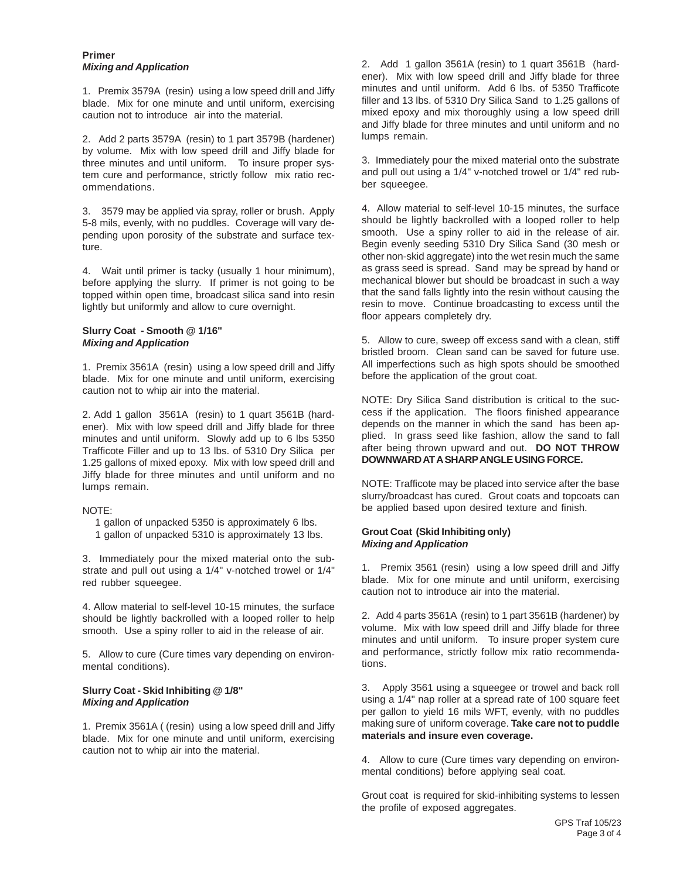**Primer**
***Mixing and Application***

1. Premix 3579A (resin) using a low speed drill and Jiffy blade. Mix for one minute and until uniform, exercising caution not to introduce air into the material.

2. Add 2 parts 3579A (resin) to 1 part 3579B (hardener) by volume. Mix with low speed drill and Jiffy blade for three minutes and until uniform. To insure proper system cure and performance, strictly follow mix ratio recommendations.

3. 3579 may be applied via spray, roller or brush. Apply 5-8 mils, evenly, with no puddles. Coverage will vary depending upon porosity of the substrate and surface texture.

4. Wait until primer is tacky (usually 1 hour minimum), before applying the slurry. If primer is not going to be topped within open time, broadcast silica sand into resin lightly but uniformly and allow to cure overnight.

**Slurry Coat - Smooth @ 1/16"**
***Mixing and Application***

1. Premix 3561A (resin) using a low speed drill and Jiffy blade. Mix for one minute and until uniform, exercising caution not to whip air into the material.

2. Add 1 gallon 3561A (resin) to 1 quart 3561B (hardener). Mix with low speed drill and Jiffy blade for three minutes and until uniform. Slowly add up to 6 lbs 5350 Trafficote Filler and up to 13 lbs. of 5310 Dry Silica per 1.25 gallons of mixed epoxy. Mix with low speed drill and Jiffy blade for three minutes and until uniform and no lumps remain.

NOTE:

1 gallon of unpacked 5350 is approximately 6 lbs.
1 gallon of unpacked 5310 is approximately 13 lbs.

3. Immediately pour the mixed material onto the substrate and pull out using a 1/4" v-notched trowel or 1/4" red rubber squeegee.

4. Allow material to self-level 10-15 minutes, the surface should be lightly backrolled with a looped roller to help smooth. Use a spiny roller to aid in the release of air.

5. Allow to cure (Cure times vary depending on environmental conditions).

**Slurry Coat - Skid Inhibiting @ 1/8"**
***Mixing and Application***

1. Premix 3561A ( (resin) using a low speed drill and Jiffy blade. Mix for one minute and until uniform, exercising caution not to whip air into the material.

2. Add 1 gallon 3561A (resin) to 1 quart 3561B (hardener). Mix with low speed drill and Jiffy blade for three minutes and until uniform. Add 6 lbs. of 5350 Trafficote filler and 13 lbs. of 5310 Dry Silica Sand to 1.25 gallons of mixed epoxy and mix thoroughly using a low speed drill and Jiffy blade for three minutes and until uniform and no lumps remain.

3. Immediately pour the mixed material onto the substrate and pull out using a 1/4" v-notched trowel or 1/4" red rubber squeegee.

4. Allow material to self-level 10-15 minutes, the surface should be lightly backrolled with a looped roller to help smooth. Use a spiny roller to aid in the release of air. Begin evenly seeding 5310 Dry Silica Sand (30 mesh or other non-skid aggregate) into the wet resin much the same as grass seed is spread. Sand may be spread by hand or mechanical blower but should be broadcast in such a way that the sand falls lightly into the resin without causing the resin to move. Continue broadcasting to excess until the floor appears completely dry.

5. Allow to cure, sweep off excess sand with a clean, stiff bristled broom. Clean sand can be saved for future use. All imperfections such as high spots should be smoothed before the application of the grout coat.

NOTE: Dry Silica Sand distribution is critical to the success if the application. The floors finished appearance depends on the manner in which the sand has been applied. In grass seed like fashion, allow the sand to fall after being thrown upward and out. **DO NOT THROW DOWNWARD AT A SHARP ANGLE USING FORCE.**

NOTE: Trafficote may be placed into service after the base slurry/broadcast has cured. Grout coats and topcoats can be applied based upon desired texture and finish.

**Grout Coat (Skid Inhibiting only)**
***Mixing and Application***

1. Premix 3561 (resin) using a low speed drill and Jiffy blade. Mix for one minute and until uniform, exercising caution not to introduce air into the material.

2. Add 4 parts 3561A (resin) to 1 part 3561B (hardener) by volume. Mix with low speed drill and Jiffy blade for three minutes and until uniform. To insure proper system cure and performance, strictly follow mix ratio recommendations.

3. Apply 3561 using a squeegee or trowel and back roll using a 1/4" nap roller at a spread rate of 100 square feet per gallon to yield 16 mils WFT, evenly, with no puddles making sure of uniform coverage. **Take care not to puddle materials and insure even coverage.**

4. Allow to cure (Cure times vary depending on environmental conditions) before applying seal coat.

Grout coat is required for skid-inhibiting systems to lessen the profile of exposed aggregates.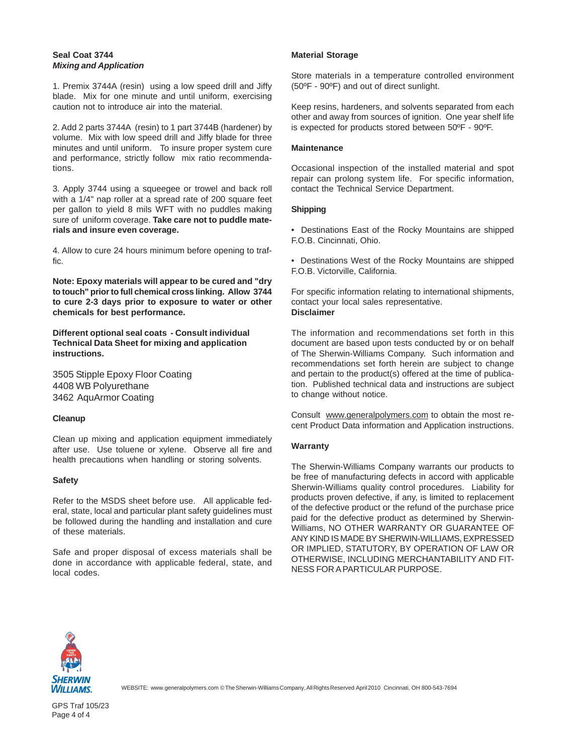**Seal Coat 3744**
***Mixing and Application***

1. Premix 3744A (resin) using a low speed drill and Jiffy blade. Mix for one minute and until uniform, exercising caution not to introduce air into the material.

2. Add 2 parts 3744A (resin) to 1 part 3744B (hardener) by volume. Mix with low speed drill and Jiffy blade for three minutes and until uniform. To insure proper system cure and performance, strictly follow mix ratio recommendations.

3. Apply 3744 using a squeegee or trowel and back roll with a 1/4" nap roller at a spread rate of 200 square feet per gallon to yield 8 mils WFT with no puddles making sure of uniform coverage. **Take care not to puddle materials and insure even coverage.**

4. Allow to cure 24 hours minimum before opening to traffic.

**Note: Epoxy materials will appear to be cured and "dry to touch" prior to full chemical cross linking. Allow 3744 to cure 2-3 days prior to exposure to water or other chemicals for best performance.**

**Different optional seal coats - Consult individual Technical Data Sheet for mixing and application instructions.**

3505 Stipple Epoxy Floor Coating
4408 WB Polyurethane
3462 AquArmor Coating

**Cleanup**

Clean up mixing and application equipment immediately after use. Use toluene or xylene. Observe all fire and health precautions when handling or storing solvents.

**Safety**

Refer to the MSDS sheet before use. All applicable federal, state, local and particular plant safety guidelines must be followed during the handling and installation and cure of these materials.

Safe and proper disposal of excess materials shall be done in accordance with applicable federal, state, and local codes.

**Material Storage**

Store materials in a temperature controlled environment (50ºF - 90ºF) and out of direct sunlight.

Keep resins, hardeners, and solvents separated from each other and away from sources of ignition. One year shelf life is expected for products stored between 50ºF - 90ºF.

**Maintenance**

Occasional inspection of the installed material and spot repair can prolong system life. For specific information, contact the Technical Service Department.

**Shipping**

- Destinations East of the Rocky Mountains are shipped F.O.B. Cincinnati, Ohio.

- Destinations West of the Rocky Mountains are shipped F.O.B. Victorville, California.

For specific information relating to international shipments, contact your local sales representative.

**Disclaimer**

The information and recommendations set forth in this document are based upon tests conducted by or on behalf of The Sherwin-Williams Company. Such information and recommendations set forth herein are subject to change and pertain to the product(s) offered at the time of publication. Published technical data and instructions are subject to change without notice.

Consult www.generalpolymers.com to obtain the most recent Product Data information and Application instructions.

**Warranty**

The Sherwin-Williams Company warrants our products to be free of manufacturing defects in accord with applicable Sherwin-Williams quality control procedures. Liability for products proven defective, if any, is limited to replacement of the defective product or the refund of the purchase price paid for the defective product as determined by Sherwin-Williams, NO OTHER WARRANTY OR GUARANTEE OF ANY KIND IS MADE BY SHERWIN-WILLIAMS, EXPRESSED OR IMPLIED, STATUTORY, BY OPERATION OF LAW OR OTHERWISE, INCLUDING MERCHANTABILITY AND FITNESS FOR A PARTICULAR PURPOSE.

SHERWIN WILLIAMS.

WEBSITE: www.generalpolymers.com © The Sherwin-Williams Company, All Rights Reserved April 2010 Cincinnati, OH 800-543-7694

GPS Traf 105/23